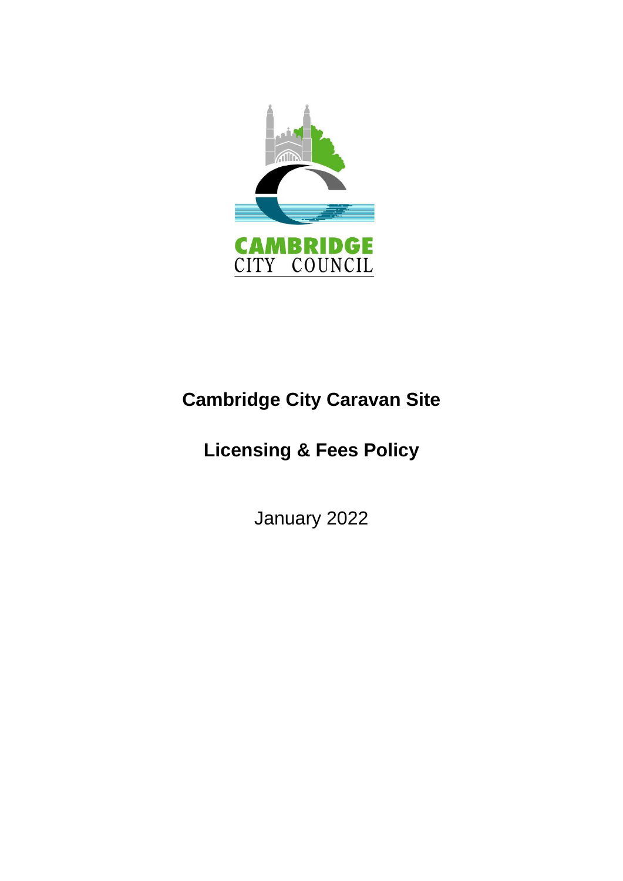CAMBRIDGE CITY COUNCIL

# Cambridge City Caravan Site

# Licensing & Fees Policy

January 2022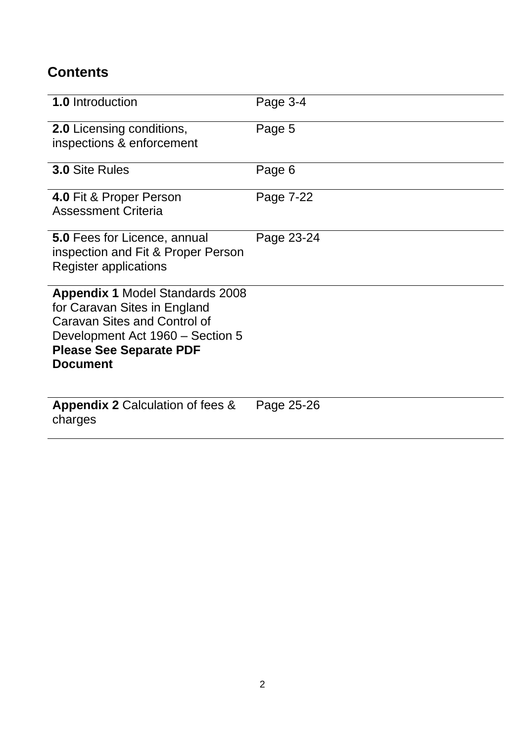## Contents

| | |
|---|---|
| **1.0** Introduction | Page 3-4 |
| **2.0** Licensing conditions, inspections & enforcement | Page 5 |
| **3.0** Site Rules | Page 6 |
| **4.0** Fit & Proper Person Assessment Criteria | Page 7-22 |
| **5.0** Fees for Licence, annual inspection and Fit & Proper Person Register applications | Page 23-24 |
| **Appendix 1** Model Standards 2008 for Caravan Sites in England Caravan Sites and Control of Development Act 1960 – Section 5 **Please See Separate PDF Document** | |
| **Appendix 2** Calculation of fees & charges | Page 25-26 |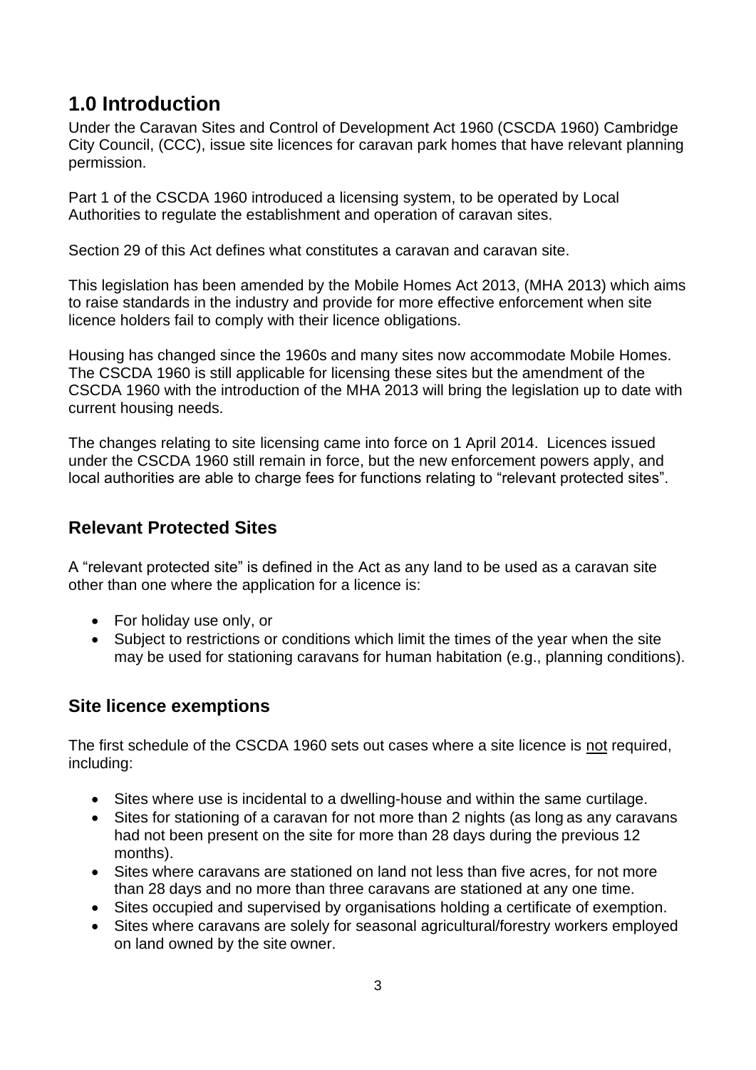# 1.0 Introduction

Under the Caravan Sites and Control of Development Act 1960 (CSCDA 1960) Cambridge City Council, (CCC), issue site licences for caravan park homes that have relevant planning permission.

Part 1 of the CSCDA 1960 introduced a licensing system, to be operated by Local Authorities to regulate the establishment and operation of caravan sites.

Section 29 of this Act defines what constitutes a caravan and caravan site.

This legislation has been amended by the Mobile Homes Act 2013, (MHA 2013) which aims to raise standards in the industry and provide for more effective enforcement when site licence holders fail to comply with their licence obligations.

Housing has changed since the 1960s and many sites now accommodate Mobile Homes. The CSCDA 1960 is still applicable for licensing these sites but the amendment of the CSCDA 1960 with the introduction of the MHA 2013 will bring the legislation up to date with current housing needs.

The changes relating to site licensing came into force on 1 April 2014. Licences issued under the CSCDA 1960 still remain in force, but the new enforcement powers apply, and local authorities are able to charge fees for functions relating to "relevant protected sites".

## Relevant Protected Sites

A "relevant protected site" is defined in the Act as any land to be used as a caravan site other than one where the application for a licence is:

- For holiday use only, or
- Subject to restrictions or conditions which limit the times of the year when the site may be used for stationing caravans for human habitation (e.g., planning conditions).

## Site licence exemptions

The first schedule of the CSCDA 1960 sets out cases where a site licence is not required, including:

- Sites where use is incidental to a dwelling-house and within the same curtilage.
- Sites for stationing of a caravan for not more than 2 nights (as long as any caravans had not been present on the site for more than 28 days during the previous 12 months).
- Sites where caravans are stationed on land not less than five acres, for not more than 28 days and no more than three caravans are stationed at any one time.
- Sites occupied and supervised by organisations holding a certificate of exemption.
- Sites where caravans are solely for seasonal agricultural/forestry workers employed on land owned by the site owner.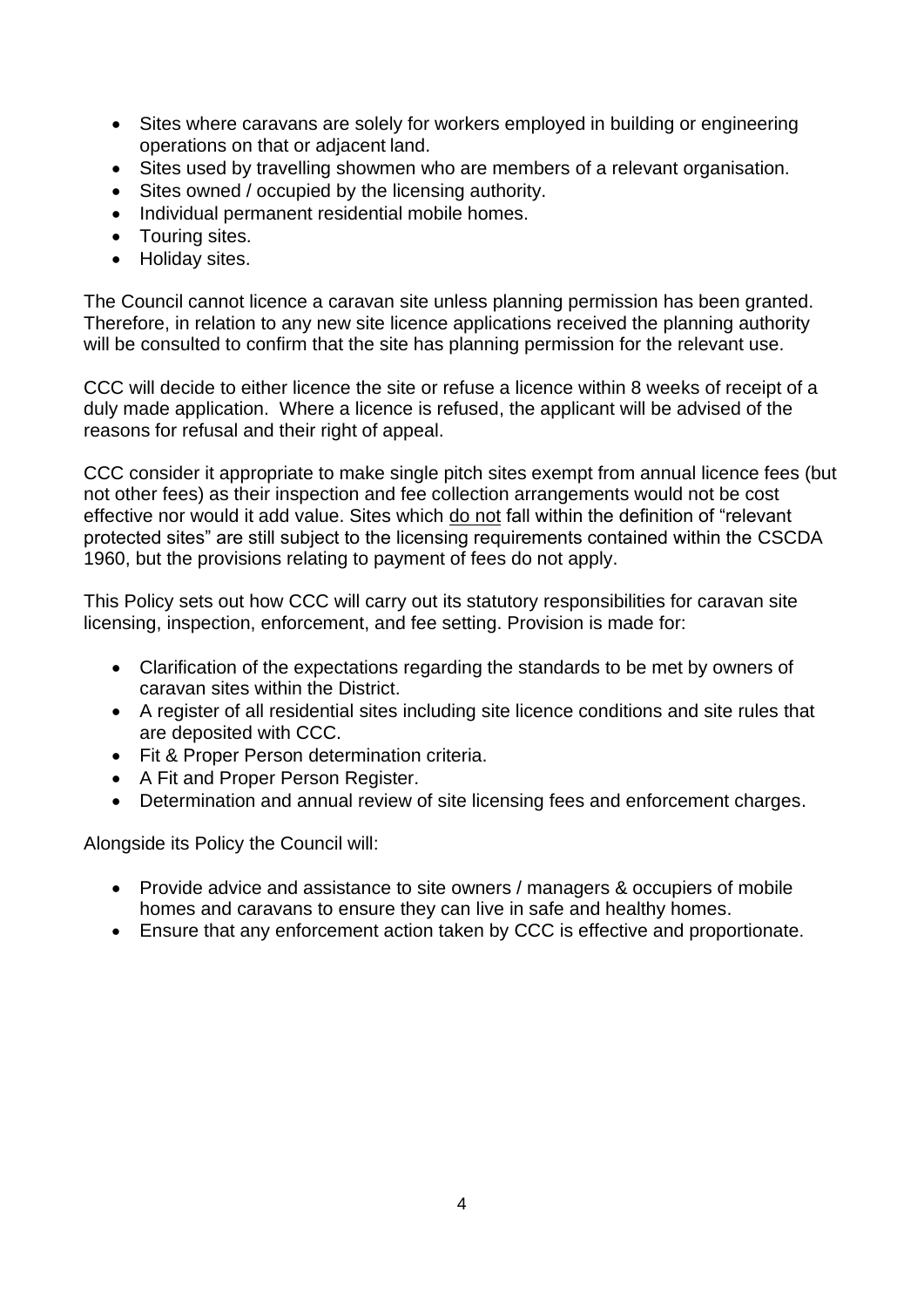- Sites where caravans are solely for workers employed in building or engineering operations on that or adjacent land.
- Sites used by travelling showmen who are members of a relevant organisation.
- Sites owned / occupied by the licensing authority.
- Individual permanent residential mobile homes.
- Touring sites.
- Holiday sites.

The Council cannot licence a caravan site unless planning permission has been granted. Therefore, in relation to any new site licence applications received the planning authority will be consulted to confirm that the site has planning permission for the relevant use.

CCC will decide to either licence the site or refuse a licence within 8 weeks of receipt of a duly made application. Where a licence is refused, the applicant will be advised of the reasons for refusal and their right of appeal.

CCC consider it appropriate to make single pitch sites exempt from annual licence fees (but not other fees) as their inspection and fee collection arrangements would not be cost effective nor would it add value. Sites which <u>do not</u> fall within the definition of "relevant protected sites" are still subject to the licensing requirements contained within the CSCDA 1960, but the provisions relating to payment of fees do not apply.

This Policy sets out how CCC will carry out its statutory responsibilities for caravan site licensing, inspection, enforcement, and fee setting. Provision is made for:

- Clarification of the expectations regarding the standards to be met by owners of caravan sites within the District.
- A register of all residential sites including site licence conditions and site rules that are deposited with CCC.
- Fit & Proper Person determination criteria.
- A Fit and Proper Person Register.
- Determination and annual review of site licensing fees and enforcement charges.

Alongside its Policy the Council will:

- Provide advice and assistance to site owners / managers & occupiers of mobile homes and caravans to ensure they can live in safe and healthy homes.
- Ensure that any enforcement action taken by CCC is effective and proportionate.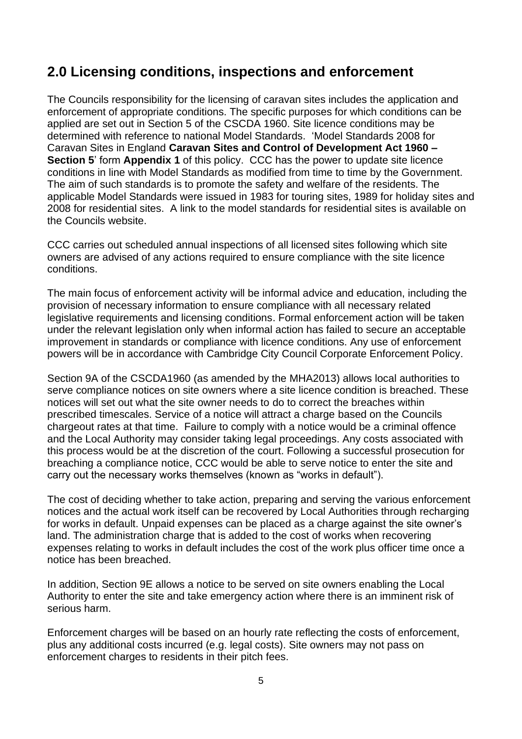## 2.0 Licensing conditions, inspections and enforcement

The Councils responsibility for the licensing of caravan sites includes the application and enforcement of appropriate conditions. The specific purposes for which conditions can be applied are set out in Section 5 of the CSCDA 1960. Site licence conditions may be determined with reference to national Model Standards. 'Model Standards 2008 for Caravan Sites in England **Caravan Sites and Control of Development Act 1960 – Section 5**' form **Appendix 1** of this policy. CCC has the power to update site licence conditions in line with Model Standards as modified from time to time by the Government. The aim of such standards is to promote the safety and welfare of the residents. The applicable Model Standards were issued in 1983 for touring sites, 1989 for holiday sites and 2008 for residential sites. A link to the model standards for residential sites is available on the Councils website.

CCC carries out scheduled annual inspections of all licensed sites following which site owners are advised of any actions required to ensure compliance with the site licence conditions.

The main focus of enforcement activity will be informal advice and education, including the provision of necessary information to ensure compliance with all necessary related legislative requirements and licensing conditions. Formal enforcement action will be taken under the relevant legislation only when informal action has failed to secure an acceptable improvement in standards or compliance with licence conditions. Any use of enforcement powers will be in accordance with Cambridge City Council Corporate Enforcement Policy.

Section 9A of the CSCDA1960 (as amended by the MHA2013) allows local authorities to serve compliance notices on site owners where a site licence condition is breached. These notices will set out what the site owner needs to do to correct the breaches within prescribed timescales. Service of a notice will attract a charge based on the Councils chargeout rates at that time. Failure to comply with a notice would be a criminal offence and the Local Authority may consider taking legal proceedings. Any costs associated with this process would be at the discretion of the court. Following a successful prosecution for breaching a compliance notice, CCC would be able to serve notice to enter the site and carry out the necessary works themselves (known as "works in default").

The cost of deciding whether to take action, preparing and serving the various enforcement notices and the actual work itself can be recovered by Local Authorities through recharging for works in default. Unpaid expenses can be placed as a charge against the site owner's land. The administration charge that is added to the cost of works when recovering expenses relating to works in default includes the cost of the work plus officer time once a notice has been breached.

In addition, Section 9E allows a notice to be served on site owners enabling the Local Authority to enter the site and take emergency action where there is an imminent risk of serious harm.

Enforcement charges will be based on an hourly rate reflecting the costs of enforcement, plus any additional costs incurred (e.g. legal costs). Site owners may not pass on enforcement charges to residents in their pitch fees.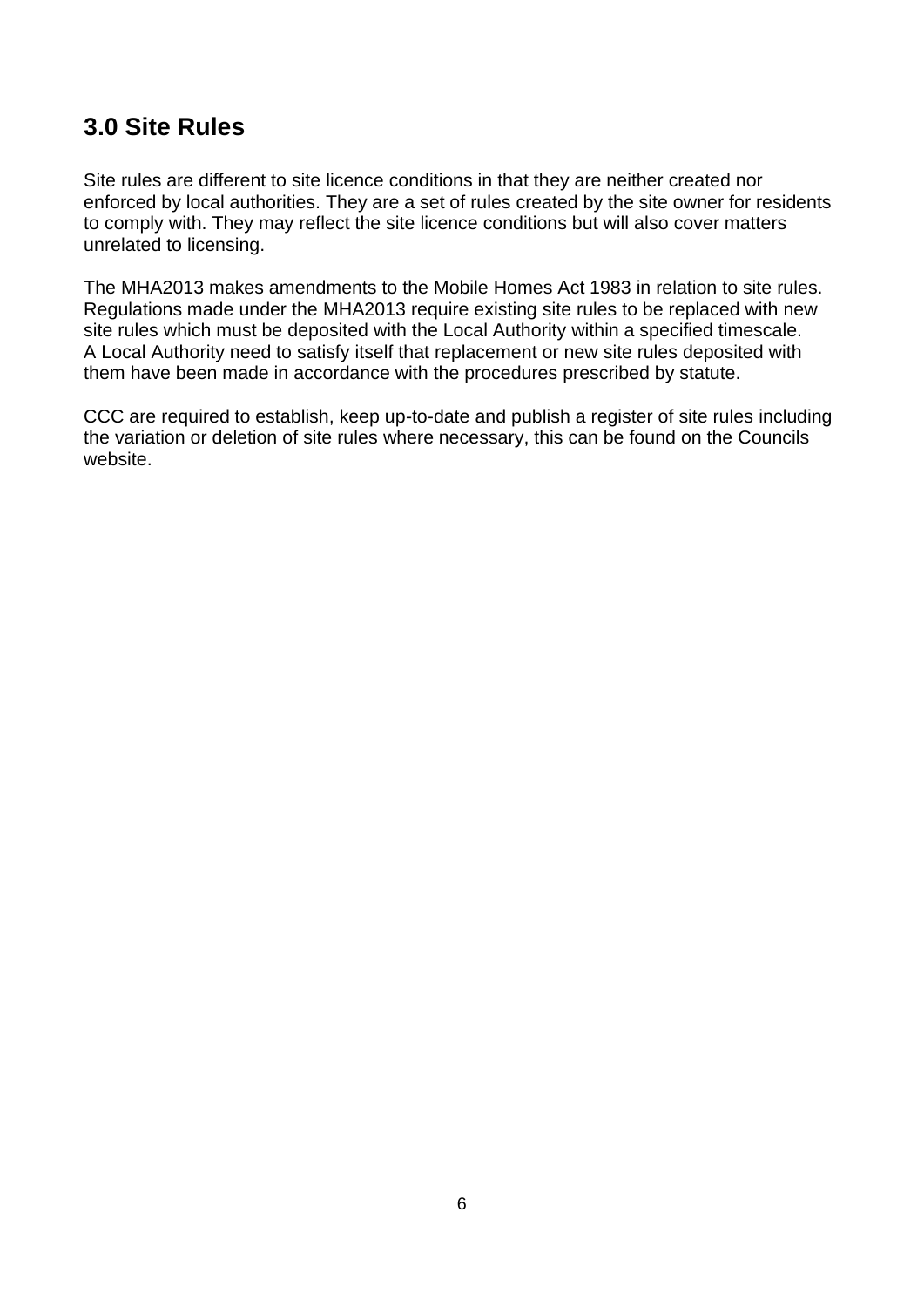## 3.0 Site Rules

Site rules are different to site licence conditions in that they are neither created nor enforced by local authorities. They are a set of rules created by the site owner for residents to comply with. They may reflect the site licence conditions but will also cover matters unrelated to licensing.

The MHA2013 makes amendments to the Mobile Homes Act 1983 in relation to site rules. Regulations made under the MHA2013 require existing site rules to be replaced with new site rules which must be deposited with the Local Authority within a specified timescale. A Local Authority need to satisfy itself that replacement or new site rules deposited with them have been made in accordance with the procedures prescribed by statute.

CCC are required to establish, keep up-to-date and publish a register of site rules including the variation or deletion of site rules where necessary, this can be found on the Councils website.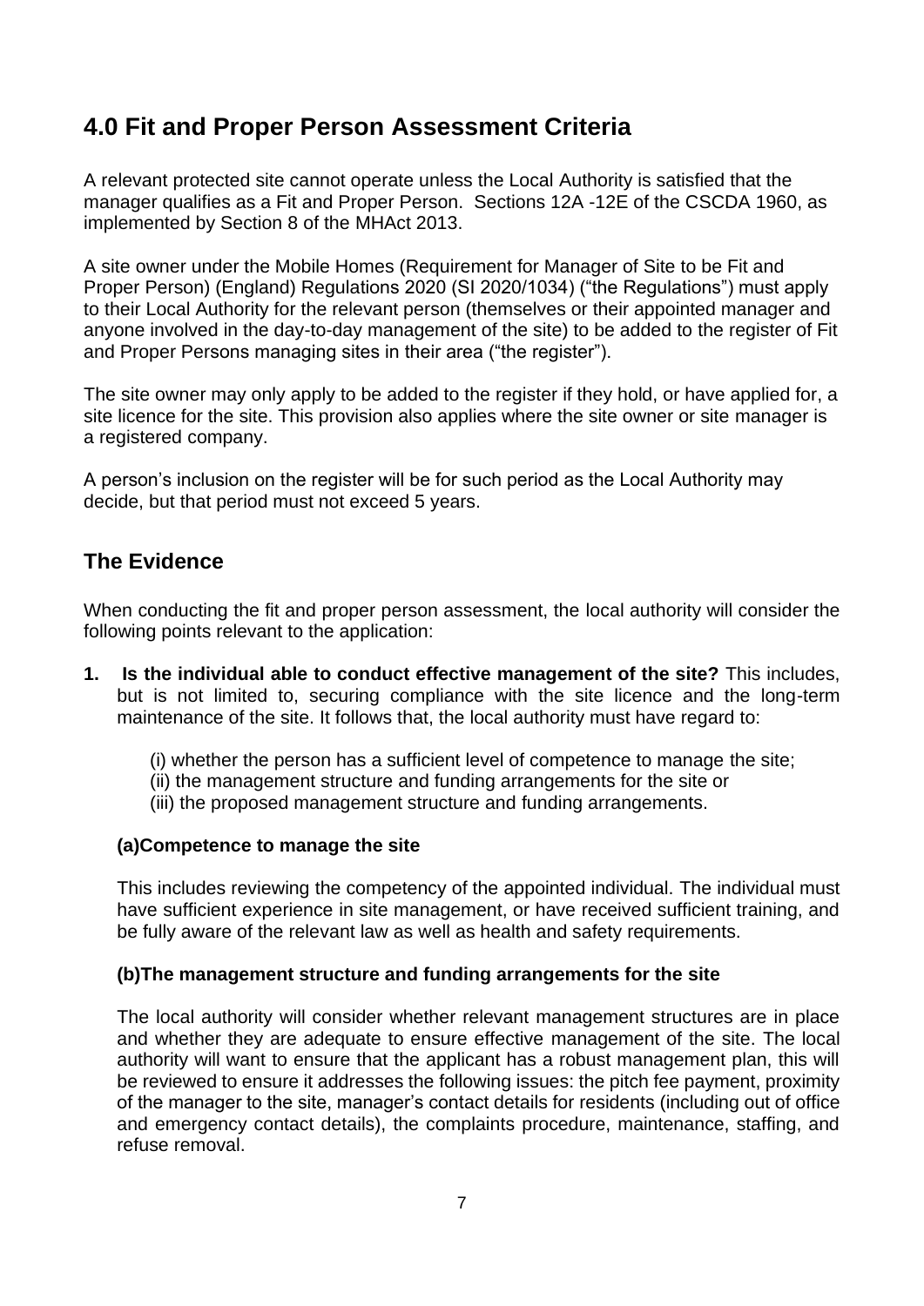# 4.0 Fit and Proper Person Assessment Criteria

A relevant protected site cannot operate unless the Local Authority is satisfied that the manager qualifies as a Fit and Proper Person. Sections 12A -12E of the CSCDA 1960, as implemented by Section 8 of the MHAct 2013.

A site owner under the Mobile Homes (Requirement for Manager of Site to be Fit and Proper Person) (England) Regulations 2020 (SI 2020/1034) ("the Regulations") must apply to their Local Authority for the relevant person (themselves or their appointed manager and anyone involved in the day-to-day management of the site) to be added to the register of Fit and Proper Persons managing sites in their area ("the register").

The site owner may only apply to be added to the register if they hold, or have applied for, a site licence for the site. This provision also applies where the site owner or site manager is a registered company.

A person's inclusion on the register will be for such period as the Local Authority may decide, but that period must not exceed 5 years.

## The Evidence

When conducting the fit and proper person assessment, the local authority will consider the following points relevant to the application:

1. **Is the individual able to conduct effective management of the site?** This includes, but is not limited to, securing compliance with the site licence and the long-term maintenance of the site. It follows that, the local authority must have regard to:

   (i) whether the person has a sufficient level of competence to manage the site;
   (ii) the management structure and funding arrangements for the site or
   (iii) the proposed management structure and funding arrangements.

   **(a)Competence to manage the site**

   This includes reviewing the competency of the appointed individual. The individual must have sufficient experience in site management, or have received sufficient training, and be fully aware of the relevant law as well as health and safety requirements.

   **(b)The management structure and funding arrangements for the site**

   The local authority will consider whether relevant management structures are in place and whether they are adequate to ensure effective management of the site. The local authority will want to ensure that the applicant has a robust management plan, this will be reviewed to ensure it addresses the following issues: the pitch fee payment, proximity of the manager to the site, manager's contact details for residents (including out of office and emergency contact details), the complaints procedure, maintenance, staffing, and refuse removal.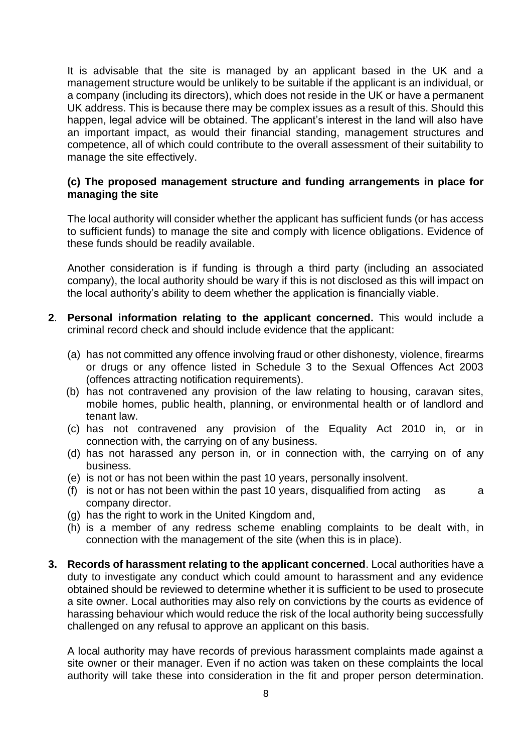It is advisable that the site is managed by an applicant based in the UK and a management structure would be unlikely to be suitable if the applicant is an individual, or a company (including its directors), which does not reside in the UK or have a permanent UK address. This is because there may be complex issues as a result of this. Should this happen, legal advice will be obtained. The applicant's interest in the land will also have an important impact, as would their financial standing, management structures and competence, all of which could contribute to the overall assessment of their suitability to manage the site effectively.

**(c) The proposed management structure and funding arrangements in place for managing the site**

The local authority will consider whether the applicant has sufficient funds (or has access to sufficient funds) to manage the site and comply with licence obligations. Evidence of these funds should be readily available.

Another consideration is if funding is through a third party (including an associated company), the local authority should be wary if this is not disclosed as this will impact on the local authority's ability to deem whether the application is financially viable.

**2**. **Personal information relating to the applicant concerned.** This would include a criminal record check and should include evidence that the applicant:

(a) has not committed any offence involving fraud or other dishonesty, violence, firearms or drugs or any offence listed in Schedule 3 to the Sexual Offences Act 2003 (offences attracting notification requirements).
(b) has not contravened any provision of the law relating to housing, caravan sites, mobile homes, public health, planning, or environmental health or of landlord and tenant law.
(c) has not contravened any provision of the Equality Act 2010 in, or in connection with, the carrying on of any business.
(d) has not harassed any person in, or in connection with, the carrying on of any business.
(e) is not or has not been within the past 10 years, personally insolvent.
(f) is not or has not been within the past 10 years, disqualified from acting as a company director.
(g) has the right to work in the United Kingdom and,
(h) is a member of any redress scheme enabling complaints to be dealt with, in connection with the management of the site (when this is in place).

**3. Records of harassment relating to the applicant concerned**. Local authorities have a duty to investigate any conduct which could amount to harassment and any evidence obtained should be reviewed to determine whether it is sufficient to be used to prosecute a site owner. Local authorities may also rely on convictions by the courts as evidence of harassing behaviour which would reduce the risk of the local authority being successfully challenged on any refusal to approve an applicant on this basis.

A local authority may have records of previous harassment complaints made against a site owner or their manager. Even if no action was taken on these complaints the local authority will take these into consideration in the fit and proper person determination.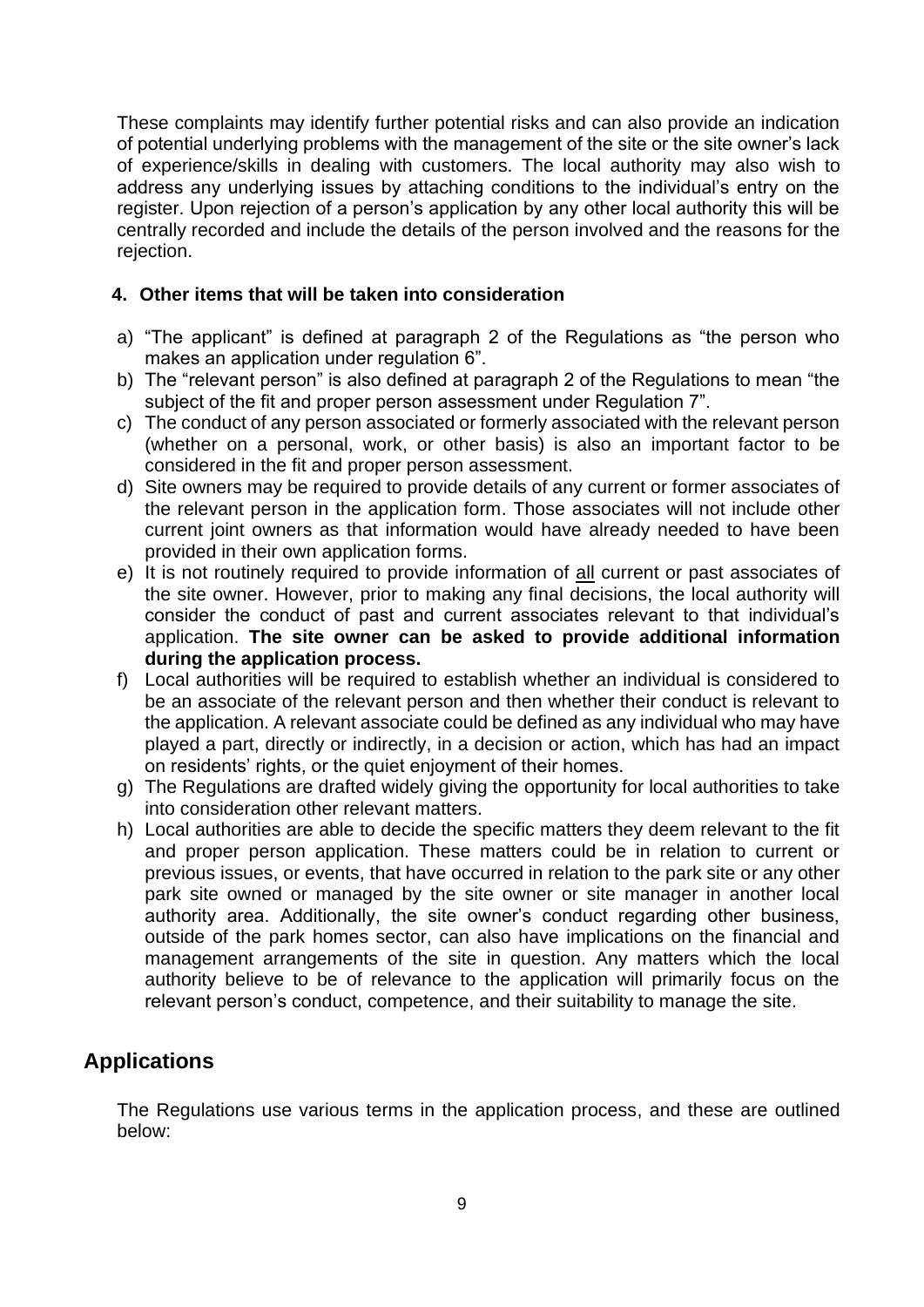These complaints may identify further potential risks and can also provide an indication of potential underlying problems with the management of the site or the site owner's lack of experience/skills in dealing with customers. The local authority may also wish to address any underlying issues by attaching conditions to the individual's entry on the register. Upon rejection of a person's application by any other local authority this will be centrally recorded and include the details of the person involved and the reasons for the rejection.

### 4. Other items that will be taken into consideration

a) "The applicant" is defined at paragraph 2 of the Regulations as "the person who makes an application under regulation 6".
b) The "relevant person" is also defined at paragraph 2 of the Regulations to mean "the subject of the fit and proper person assessment under Regulation 7".
c) The conduct of any person associated or formerly associated with the relevant person (whether on a personal, work, or other basis) is also an important factor to be considered in the fit and proper person assessment.
d) Site owners may be required to provide details of any current or former associates of the relevant person in the application form. Those associates will not include other current joint owners as that information would have already needed to have been provided in their own application forms.
e) It is not routinely required to provide information of <u>all</u> current or past associates of the site owner. However, prior to making any final decisions, the local authority will consider the conduct of past and current associates relevant to that individual's application. **The site owner can be asked to provide additional information during the application process.**
f) Local authorities will be required to establish whether an individual is considered to be an associate of the relevant person and then whether their conduct is relevant to the application. A relevant associate could be defined as any individual who may have played a part, directly or indirectly, in a decision or action, which has had an impact on residents' rights, or the quiet enjoyment of their homes.
g) The Regulations are drafted widely giving the opportunity for local authorities to take into consideration other relevant matters.
h) Local authorities are able to decide the specific matters they deem relevant to the fit and proper person application. These matters could be in relation to current or previous issues, or events, that have occurred in relation to the park site or any other park site owned or managed by the site owner or site manager in another local authority area. Additionally, the site owner's conduct regarding other business, outside of the park homes sector, can also have implications on the financial and management arrangements of the site in question. Any matters which the local authority believe to be of relevance to the application will primarily focus on the relevant person's conduct, competence, and their suitability to manage the site.

## Applications

The Regulations use various terms in the application process, and these are outlined below: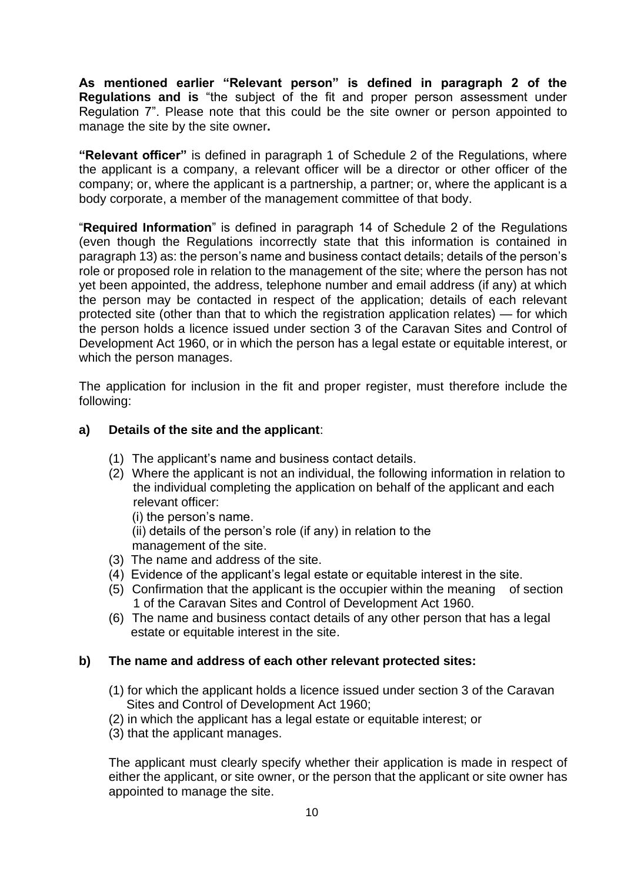**As mentioned earlier "Relevant person" is defined in paragraph 2 of the Regulations and is** "the subject of the fit and proper person assessment under Regulation 7". Please note that this could be the site owner or person appointed to manage the site by the site owner**.**

**"Relevant officer"** is defined in paragraph 1 of Schedule 2 of the Regulations, where the applicant is a company, a relevant officer will be a director or other officer of the company; or, where the applicant is a partnership, a partner; or, where the applicant is a body corporate, a member of the management committee of that body.

"**Required Information**" is defined in paragraph 14 of Schedule 2 of the Regulations (even though the Regulations incorrectly state that this information is contained in paragraph 13) as: the person's name and business contact details; details of the person's role or proposed role in relation to the management of the site; where the person has not yet been appointed, the address, telephone number and email address (if any) at which the person may be contacted in respect of the application; details of each relevant protected site (other than that to which the registration application relates) — for which the person holds a licence issued under section 3 of the Caravan Sites and Control of Development Act 1960, or in which the person has a legal estate or equitable interest, or which the person manages.

The application for inclusion in the fit and proper register, must therefore include the following:

**a) Details of the site and the applicant**:

(1) The applicant's name and business contact details.
(2) Where the applicant is not an individual, the following information in relation to the individual completing the application on behalf of the applicant and each relevant officer:
  (i) the person's name.
  (ii) details of the person's role (if any) in relation to the management of the site.
(3) The name and address of the site.
(4) Evidence of the applicant's legal estate or equitable interest in the site.
(5) Confirmation that the applicant is the occupier within the meaning of section 1 of the Caravan Sites and Control of Development Act 1960.
(6) The name and business contact details of any other person that has a legal estate or equitable interest in the site.

**b) The name and address of each other relevant protected sites:**

(1) for which the applicant holds a licence issued under section 3 of the Caravan Sites and Control of Development Act 1960;
(2) in which the applicant has a legal estate or equitable interest; or
(3) that the applicant manages.

The applicant must clearly specify whether their application is made in respect of either the applicant, or site owner, or the person that the applicant or site owner has appointed to manage the site.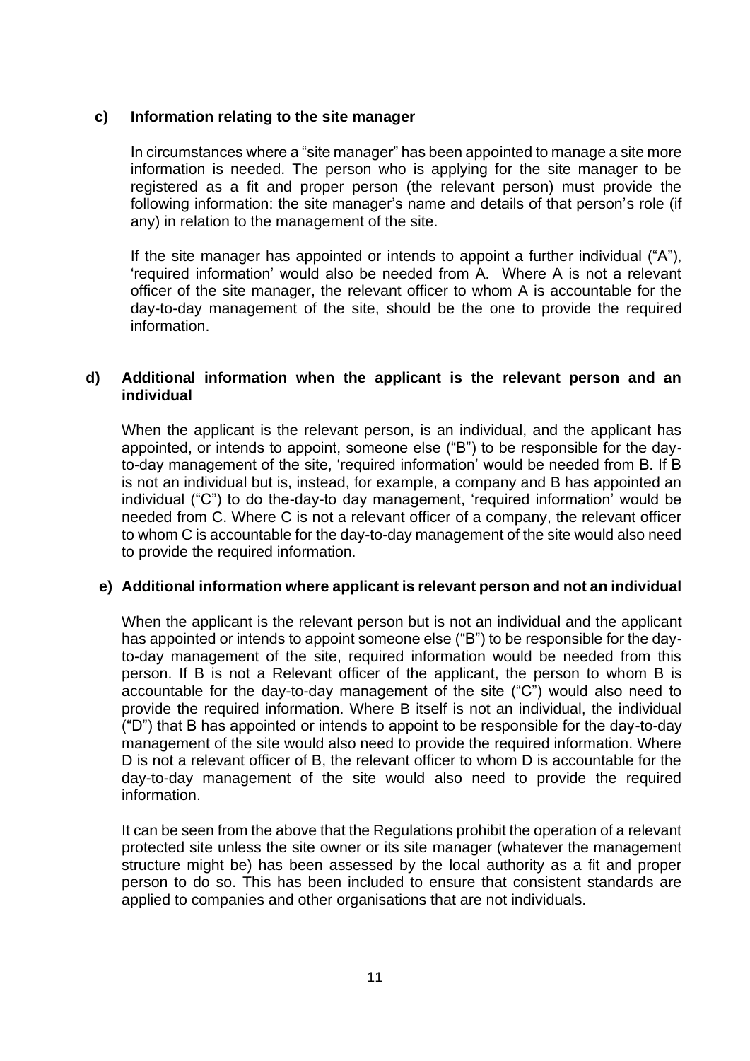**c) Information relating to the site manager**

In circumstances where a "site manager" has been appointed to manage a site more information is needed. The person who is applying for the site manager to be registered as a fit and proper person (the relevant person) must provide the following information: the site manager's name and details of that person's role (if any) in relation to the management of the site.

If the site manager has appointed or intends to appoint a further individual ("A"), 'required information' would also be needed from A. Where A is not a relevant officer of the site manager, the relevant officer to whom A is accountable for the day-to-day management of the site, should be the one to provide the required information.

**d) Additional information when the applicant is the relevant person and an individual**

When the applicant is the relevant person, is an individual, and the applicant has appointed, or intends to appoint, someone else ("B") to be responsible for the day-to-day management of the site, 'required information' would be needed from B. If B is not an individual but is, instead, for example, a company and B has appointed an individual ("C") to do the-day-to day management, 'required information' would be needed from C. Where C is not a relevant officer of a company, the relevant officer to whom C is accountable for the day-to-day management of the site would also need to provide the required information.

**e) Additional information where applicant is relevant person and not an individual**

When the applicant is the relevant person but is not an individual and the applicant has appointed or intends to appoint someone else ("B") to be responsible for the day-to-day management of the site, required information would be needed from this person. If B is not a Relevant officer of the applicant, the person to whom B is accountable for the day-to-day management of the site ("C") would also need to provide the required information. Where B itself is not an individual, the individual ("D") that B has appointed or intends to appoint to be responsible for the day-to-day management of the site would also need to provide the required information. Where D is not a relevant officer of B, the relevant officer to whom D is accountable for the day-to-day management of the site would also need to provide the required information.

It can be seen from the above that the Regulations prohibit the operation of a relevant protected site unless the site owner or its site manager (whatever the management structure might be) has been assessed by the local authority as a fit and proper person to do so. This has been included to ensure that consistent standards are applied to companies and other organisations that are not individuals.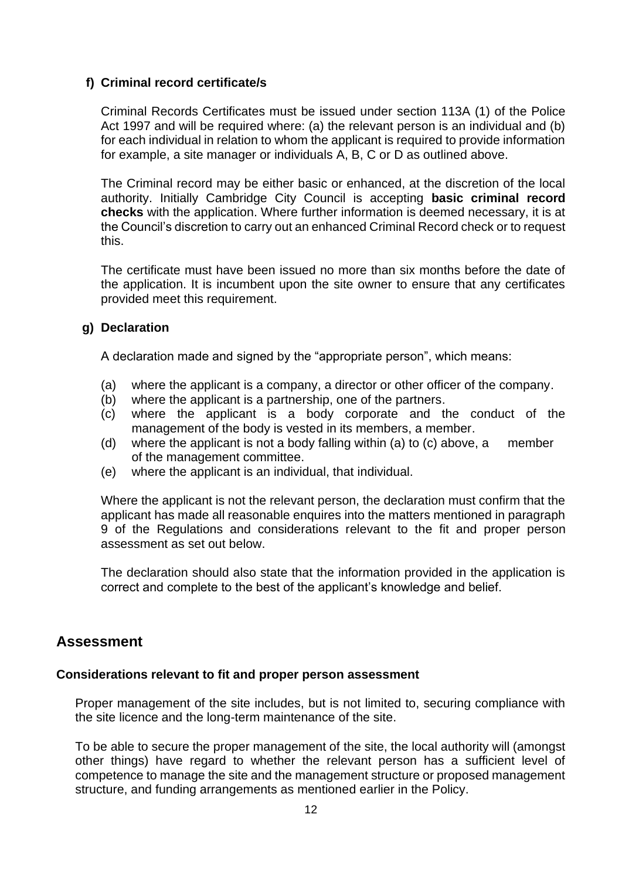**f) Criminal record certificate/s**

Criminal Records Certificates must be issued under section 113A (1) of the Police Act 1997 and will be required where: (a) the relevant person is an individual and (b) for each individual in relation to whom the applicant is required to provide information for example, a site manager or individuals A, B, C or D as outlined above.

The Criminal record may be either basic or enhanced, at the discretion of the local authority. Initially Cambridge City Council is accepting **basic criminal record checks** with the application. Where further information is deemed necessary, it is at the Council's discretion to carry out an enhanced Criminal Record check or to request this.

The certificate must have been issued no more than six months before the date of the application. It is incumbent upon the site owner to ensure that any certificates provided meet this requirement.

**g) Declaration**

A declaration made and signed by the "appropriate person", which means:

(a) where the applicant is a company, a director or other officer of the company.
(b) where the applicant is a partnership, one of the partners.
(c) where the applicant is a body corporate and the conduct of the management of the body is vested in its members, a member.
(d) where the applicant is not a body falling within (a) to (c) above, a member of the management committee.
(e) where the applicant is an individual, that individual.

Where the applicant is not the relevant person, the declaration must confirm that the applicant has made all reasonable enquires into the matters mentioned in paragraph 9 of the Regulations and considerations relevant to the fit and proper person assessment as set out below.

The declaration should also state that the information provided in the application is correct and complete to the best of the applicant's knowledge and belief.

## Assessment

**Considerations relevant to fit and proper person assessment**

Proper management of the site includes, but is not limited to, securing compliance with the site licence and the long-term maintenance of the site.

To be able to secure the proper management of the site, the local authority will (amongst other things) have regard to whether the relevant person has a sufficient level of competence to manage the site and the management structure or proposed management structure, and funding arrangements as mentioned earlier in the Policy.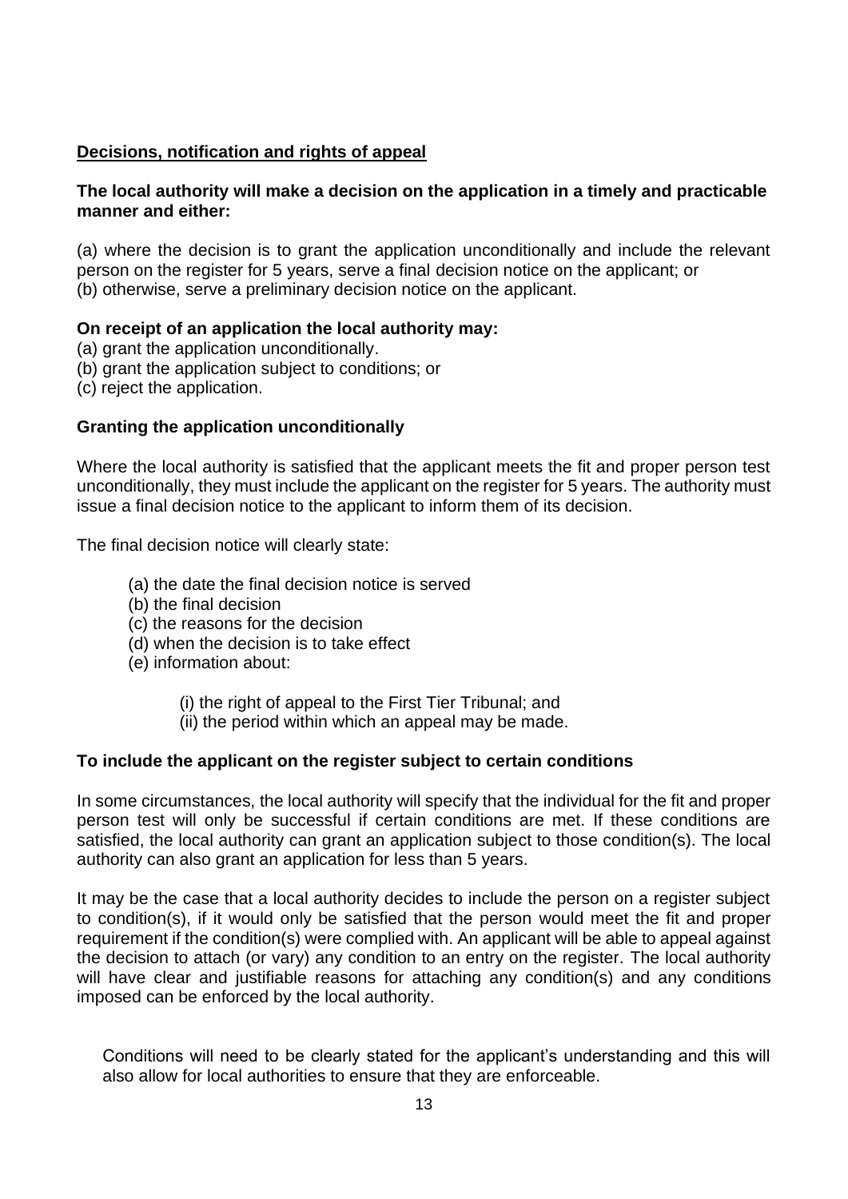## Decisions, notification and rights of appeal

**The local authority will make a decision on the application in a timely and practicable manner and either:**

(a) where the decision is to grant the application unconditionally and include the relevant person on the register for 5 years, serve a final decision notice on the applicant; or
(b) otherwise, serve a preliminary decision notice on the applicant.

**On receipt of an application the local authority may:**

(a) grant the application unconditionally.
(b) grant the application subject to conditions; or
(c) reject the application.

### Granting the application unconditionally

Where the local authority is satisfied that the applicant meets the fit and proper person test unconditionally, they must include the applicant on the register for 5 years. The authority must issue a final decision notice to the applicant to inform them of its decision.

The final decision notice will clearly state:

- (a) the date the final decision notice is served
- (b) the final decision
- (c) the reasons for the decision
- (d) when the decision is to take effect
- (e) information about:
  - (i) the right of appeal to the First Tier Tribunal; and
  - (ii) the period within which an appeal may be made.

### To include the applicant on the register subject to certain conditions

In some circumstances, the local authority will specify that the individual for the fit and proper person test will only be successful if certain conditions are met. If these conditions are satisfied, the local authority can grant an application subject to those condition(s). The local authority can also grant an application for less than 5 years.

It may be the case that a local authority decides to include the person on a register subject to condition(s), if it would only be satisfied that the person would meet the fit and proper requirement if the condition(s) were complied with. An applicant will be able to appeal against the decision to attach (or vary) any condition to an entry on the register. The local authority will have clear and justifiable reasons for attaching any condition(s) and any conditions imposed can be enforced by the local authority.

Conditions will need to be clearly stated for the applicant's understanding and this will also allow for local authorities to ensure that they are enforceable.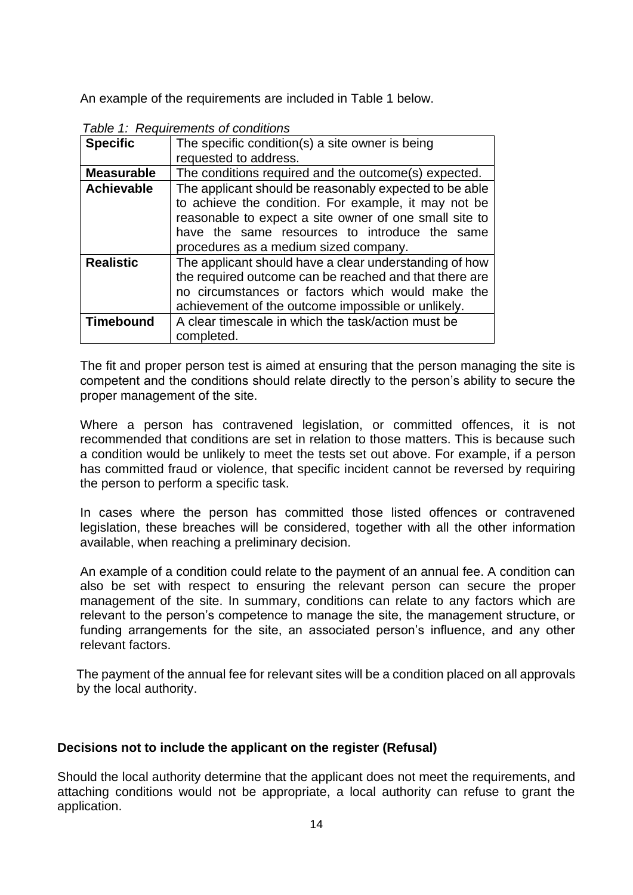An example of the requirements are included in Table 1 below.

*Table 1: Requirements of conditions*

| | |
|---|---|
| **Specific** | The specific condition(s) a site owner is being requested to address. |
| **Measurable** | The conditions required and the outcome(s) expected. |
| **Achievable** | The applicant should be reasonably expected to be able to achieve the condition. For example, it may not be reasonable to expect a site owner of one small site to have the same resources to introduce the same procedures as a medium sized company. |
| **Realistic** | The applicant should have a clear understanding of how the required outcome can be reached and that there are no circumstances or factors which would make the achievement of the outcome impossible or unlikely. |
| **Timebound** | A clear timescale in which the task/action must be completed. |

The fit and proper person test is aimed at ensuring that the person managing the site is competent and the conditions should relate directly to the person's ability to secure the proper management of the site.

Where a person has contravened legislation, or committed offences, it is not recommended that conditions are set in relation to those matters. This is because such a condition would be unlikely to meet the tests set out above. For example, if a person has committed fraud or violence, that specific incident cannot be reversed by requiring the person to perform a specific task.

In cases where the person has committed those listed offences or contravened legislation, these breaches will be considered, together with all the other information available, when reaching a preliminary decision.

An example of a condition could relate to the payment of an annual fee. A condition can also be set with respect to ensuring the relevant person can secure the proper management of the site. In summary, conditions can relate to any factors which are relevant to the person's competence to manage the site, the management structure, or funding arrangements for the site, an associated person's influence, and any other relevant factors.

The payment of the annual fee for relevant sites will be a condition placed on all approvals by the local authority.

**Decisions not to include the applicant on the register (Refusal)**

Should the local authority determine that the applicant does not meet the requirements, and attaching conditions would not be appropriate, a local authority can refuse to grant the application.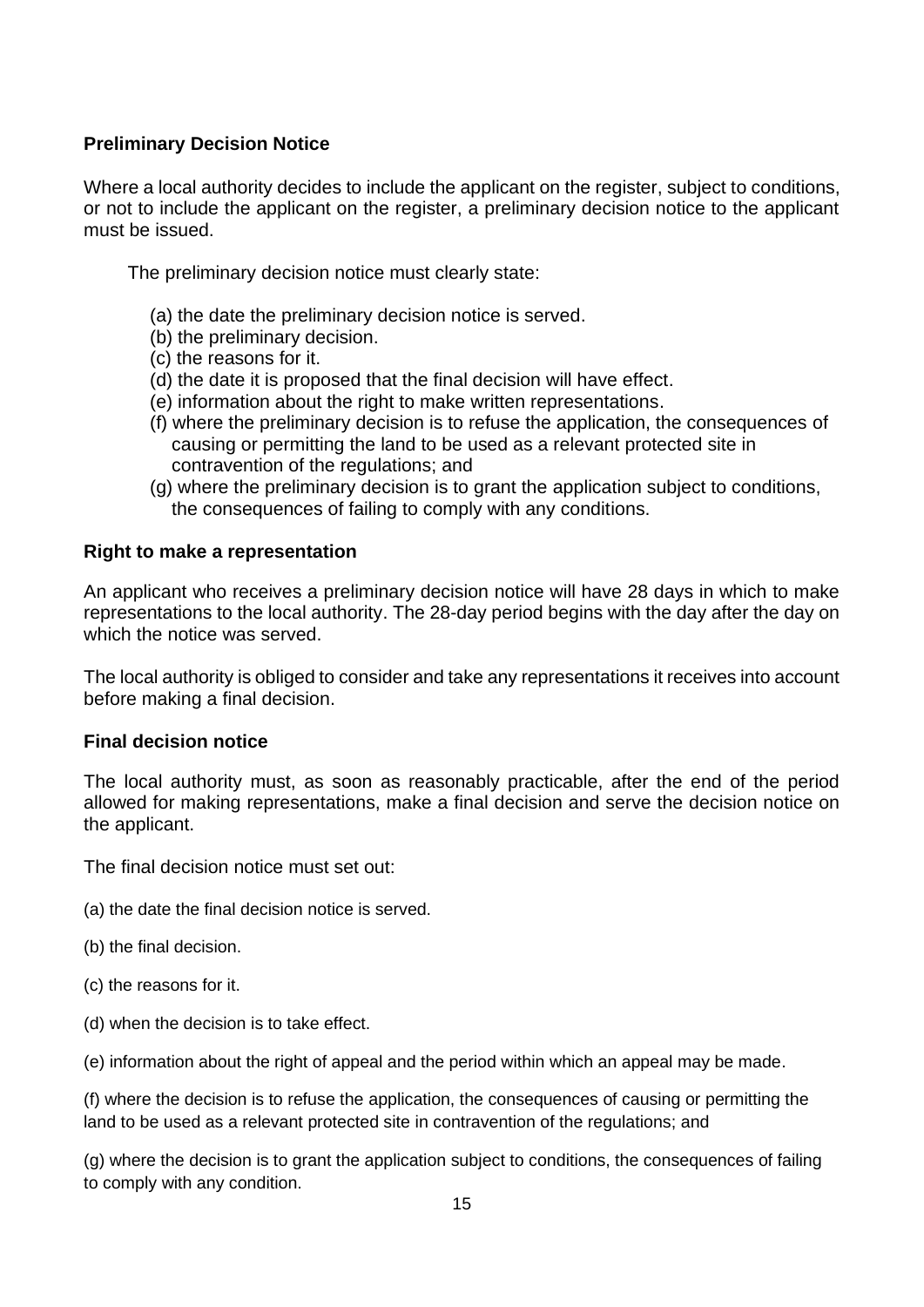**Preliminary Decision Notice**

Where a local authority decides to include the applicant on the register, subject to conditions, or not to include the applicant on the register, a preliminary decision notice to the applicant must be issued.

The preliminary decision notice must clearly state:

(a) the date the preliminary decision notice is served.
(b) the preliminary decision.
(c) the reasons for it.
(d) the date it is proposed that the final decision will have effect.
(e) information about the right to make written representations.
(f) where the preliminary decision is to refuse the application, the consequences of causing or permitting the land to be used as a relevant protected site in contravention of the regulations; and
(g) where the preliminary decision is to grant the application subject to conditions, the consequences of failing to comply with any conditions.

**Right to make a representation**

An applicant who receives a preliminary decision notice will have 28 days in which to make representations to the local authority. The 28-day period begins with the day after the day on which the notice was served.

The local authority is obliged to consider and take any representations it receives into account before making a final decision.

**Final decision notice**

The local authority must, as soon as reasonably practicable, after the end of the period allowed for making representations, make a final decision and serve the decision notice on the applicant.

The final decision notice must set out:

(a) the date the final decision notice is served.

(b) the final decision.

(c) the reasons for it.

(d) when the decision is to take effect.

(e) information about the right of appeal and the period within which an appeal may be made.

(f) where the decision is to refuse the application, the consequences of causing or permitting the land to be used as a relevant protected site in contravention of the regulations; and

(g) where the decision is to grant the application subject to conditions, the consequences of failing to comply with any condition.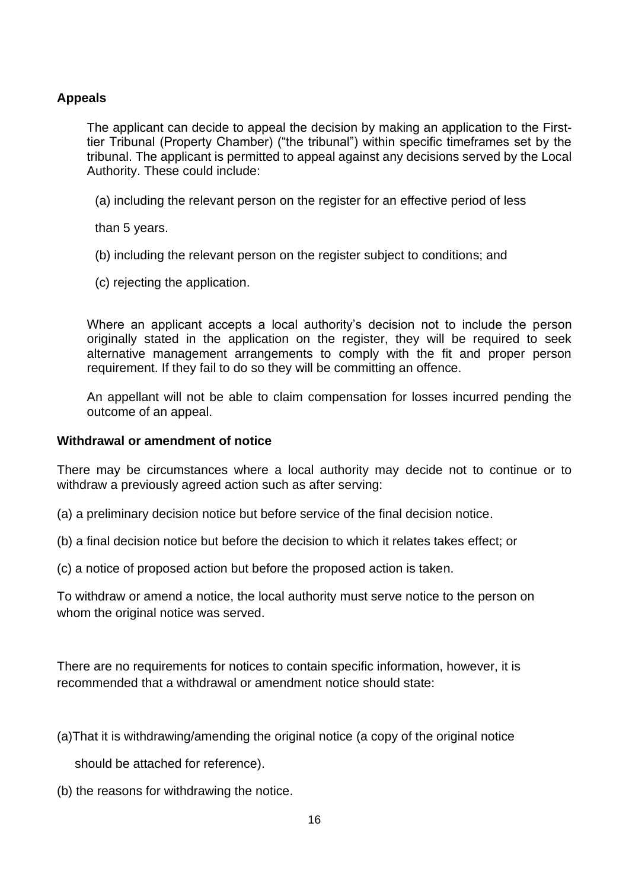**Appeals**

The applicant can decide to appeal the decision by making an application to the First-tier Tribunal (Property Chamber) ("the tribunal") within specific timeframes set by the tribunal. The applicant is permitted to appeal against any decisions served by the Local Authority. These could include:

(a) including the relevant person on the register for an effective period of less than 5 years.

(b) including the relevant person on the register subject to conditions; and

(c) rejecting the application.

Where an applicant accepts a local authority's decision not to include the person originally stated in the application on the register, they will be required to seek alternative management arrangements to comply with the fit and proper person requirement. If they fail to do so they will be committing an offence.

An appellant will not be able to claim compensation for losses incurred pending the outcome of an appeal.

**Withdrawal or amendment of notice**

There may be circumstances where a local authority may decide not to continue or to withdraw a previously agreed action such as after serving:

(a) a preliminary decision notice but before service of the final decision notice.

(b) a final decision notice but before the decision to which it relates takes effect; or

(c) a notice of proposed action but before the proposed action is taken.

To withdraw or amend a notice, the local authority must serve notice to the person on whom the original notice was served.

There are no requirements for notices to contain specific information, however, it is recommended that a withdrawal or amendment notice should state:

(a)That it is withdrawing/amending the original notice (a copy of the original notice should be attached for reference).

(b) the reasons for withdrawing the notice.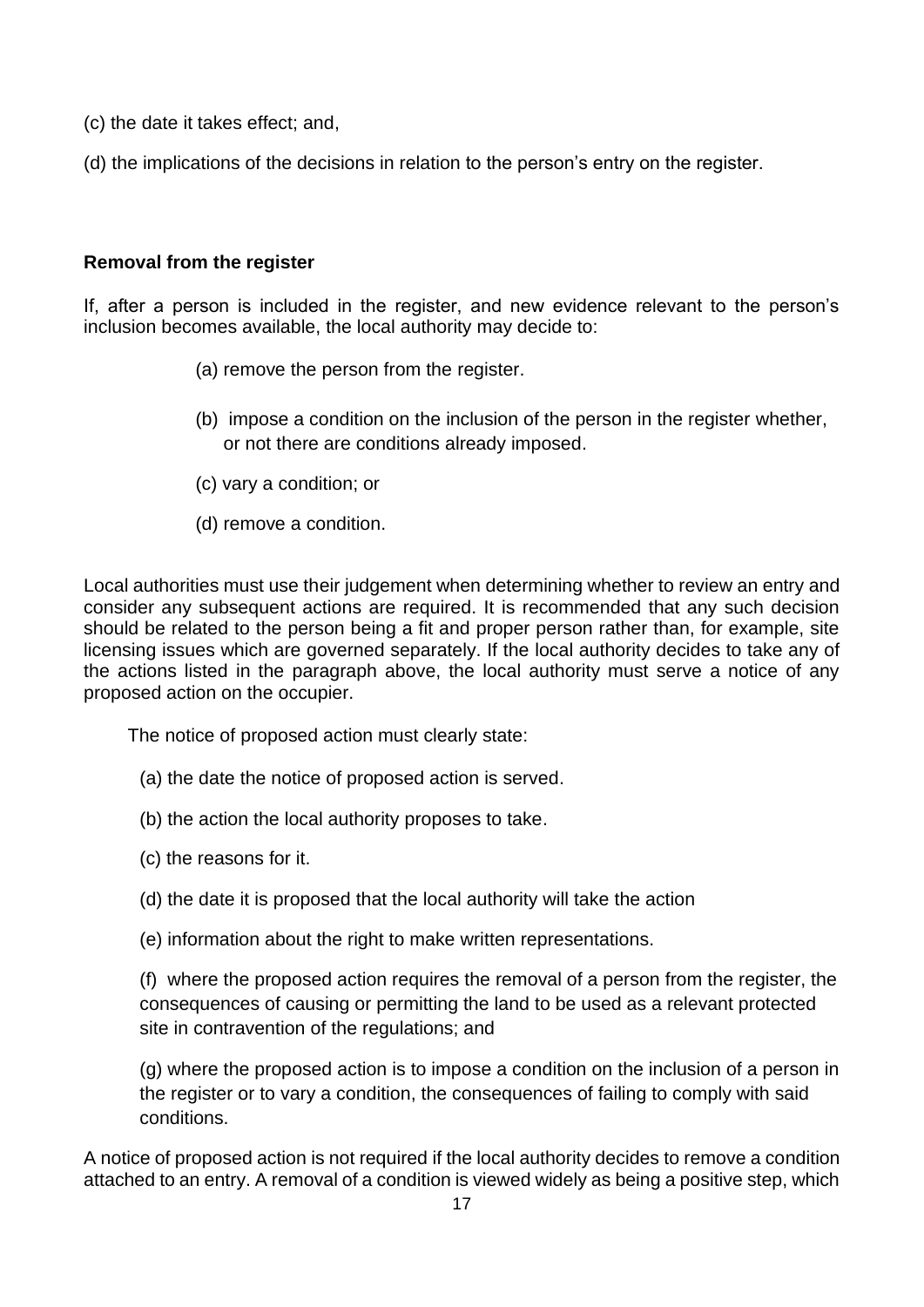(c) the date it takes effect; and,

(d) the implications of the decisions in relation to the person's entry on the register.

**Removal from the register**

If, after a person is included in the register, and new evidence relevant to the person's inclusion becomes available, the local authority may decide to:

(a) remove the person from the register.

(b) impose a condition on the inclusion of the person in the register whether, or not there are conditions already imposed.

(c) vary a condition; or

(d) remove a condition.

Local authorities must use their judgement when determining whether to review an entry and consider any subsequent actions are required. It is recommended that any such decision should be related to the person being a fit and proper person rather than, for example, site licensing issues which are governed separately. If the local authority decides to take any of the actions listed in the paragraph above, the local authority must serve a notice of any proposed action on the occupier.

The notice of proposed action must clearly state:

(a) the date the notice of proposed action is served.

(b) the action the local authority proposes to take.

(c) the reasons for it.

(d) the date it is proposed that the local authority will take the action

(e) information about the right to make written representations.

(f) where the proposed action requires the removal of a person from the register, the consequences of causing or permitting the land to be used as a relevant protected site in contravention of the regulations; and

(g) where the proposed action is to impose a condition on the inclusion of a person in the register or to vary a condition, the consequences of failing to comply with said conditions.

A notice of proposed action is not required if the local authority decides to remove a condition attached to an entry. A removal of a condition is viewed widely as being a positive step, which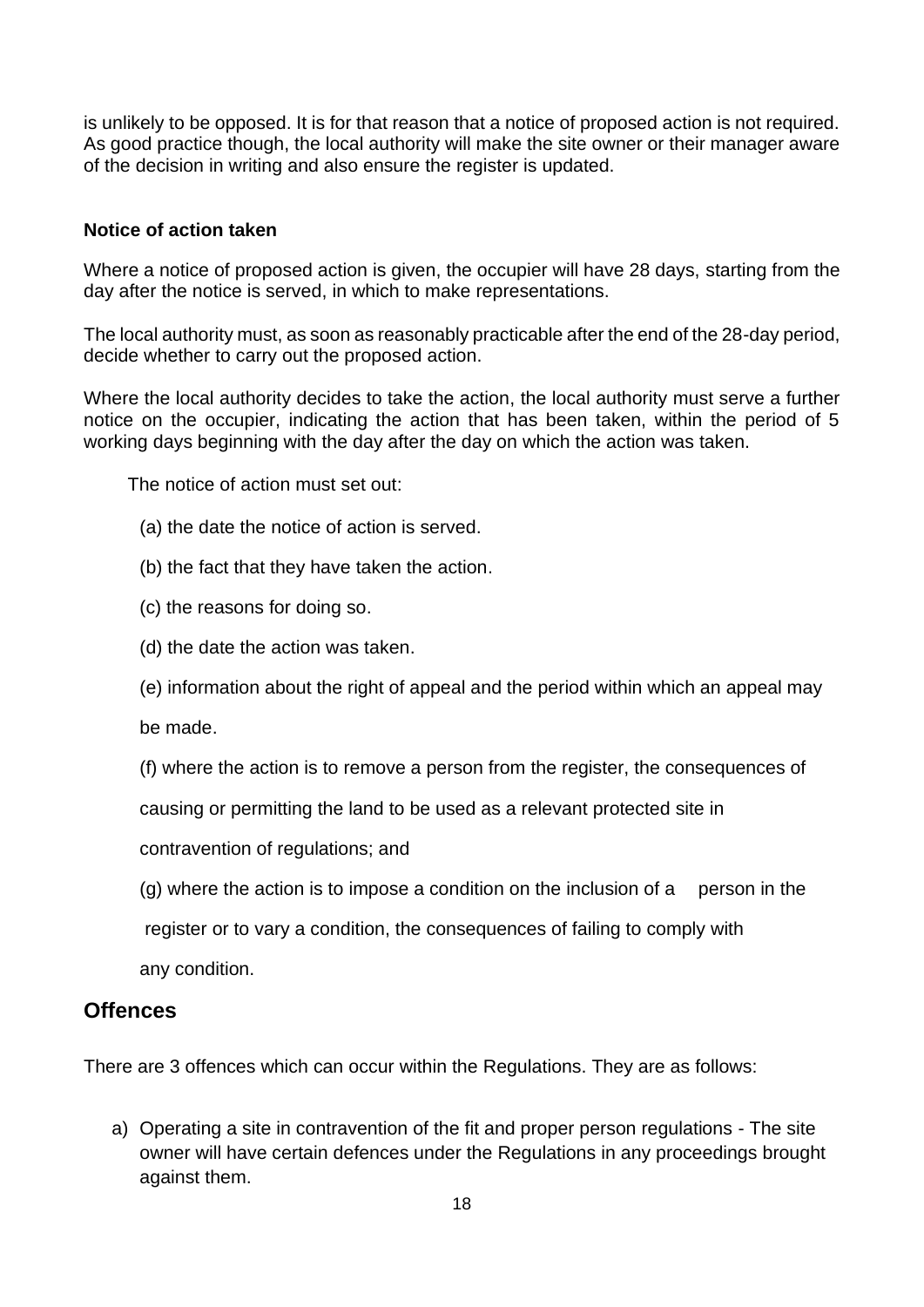is unlikely to be opposed. It is for that reason that a notice of proposed action is not required. As good practice though, the local authority will make the site owner or their manager aware of the decision in writing and also ensure the register is updated.

**Notice of action taken**

Where a notice of proposed action is given, the occupier will have 28 days, starting from the day after the notice is served, in which to make representations.

The local authority must, as soon as reasonably practicable after the end of the 28-day period, decide whether to carry out the proposed action.

Where the local authority decides to take the action, the local authority must serve a further notice on the occupier, indicating the action that has been taken, within the period of 5 working days beginning with the day after the day on which the action was taken.

The notice of action must set out:

(a) the date the notice of action is served.

(b) the fact that they have taken the action.

(c) the reasons for doing so.

(d) the date the action was taken.

(e) information about the right of appeal and the period within which an appeal may be made.

(f) where the action is to remove a person from the register, the consequences of causing or permitting the land to be used as a relevant protected site in contravention of regulations; and

(g) where the action is to impose a condition on the inclusion of a person in the register or to vary a condition, the consequences of failing to comply with any condition.

## Offences

There are 3 offences which can occur within the Regulations. They are as follows:

a) Operating a site in contravention of the fit and proper person regulations - The site owner will have certain defences under the Regulations in any proceedings brought against them.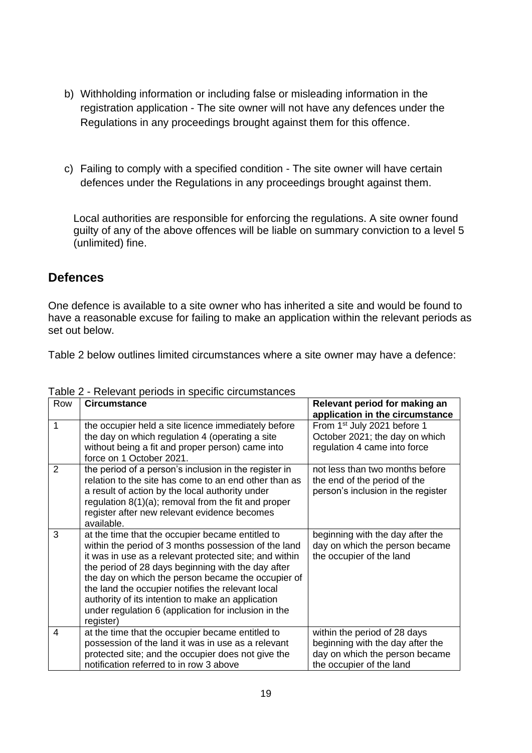b) Withholding information or including false or misleading information in the registration application - The site owner will not have any defences under the Regulations in any proceedings brought against them for this offence.

c) Failing to comply with a specified condition - The site owner will have certain defences under the Regulations in any proceedings brought against them.

Local authorities are responsible for enforcing the regulations. A site owner found guilty of any of the above offences will be liable on summary conviction to a level 5 (unlimited) fine.

## Defences

One defence is available to a site owner who has inherited a site and would be found to have a reasonable excuse for failing to make an application within the relevant periods as set out below.

Table 2 below outlines limited circumstances where a site owner may have a defence:

Table 2 - Relevant periods in specific circumstances

| Row | **Circumstance** | **Relevant period for making an application in the circumstance** |
|---|---|---|
| 1 | the occupier held a site licence immediately before the day on which regulation 4 (operating a site without being a fit and proper person) came into force on 1 October 2021. | From 1st July 2021 before 1 October 2021; the day on which regulation 4 came into force |
| 2 | the period of a person's inclusion in the register in relation to the site has come to an end other than as a result of action by the local authority under regulation 8(1)(a); removal from the fit and proper register after new relevant evidence becomes available. | not less than two months before the end of the period of the person's inclusion in the register |
| 3 | at the time that the occupier became entitled to within the period of 3 months possession of the land it was in use as a relevant protected site; and within the period of 28 days beginning with the day after the day on which the person became the occupier of the land the occupier notifies the relevant local authority of its intention to make an application under regulation 6 (application for inclusion in the register) | beginning with the day after the day on which the person became the occupier of the land |
| 4 | at the time that the occupier became entitled to possession of the land it was in use as a relevant protected site; and the occupier does not give the notification referred to in row 3 above | within the period of 28 days beginning with the day after the day on which the person became the occupier of the land |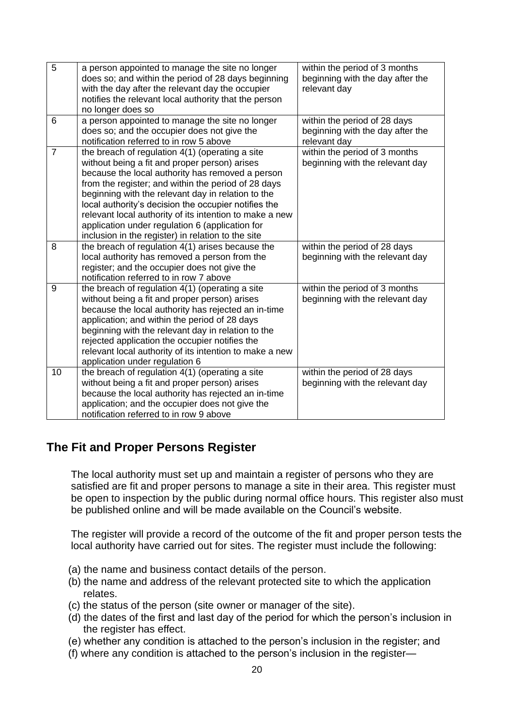| | | |
|---|---|---|
| 5 | a person appointed to manage the site no longer does so; and within the period of 28 days beginning with the day after the relevant day the occupier notifies the relevant local authority that the person no longer does so | within the period of 3 months beginning with the day after the relevant day |
| 6 | a person appointed to manage the site no longer does so; and the occupier does not give the notification referred to in row 5 above | within the period of 28 days beginning with the day after the relevant day |
| 7 | the breach of regulation 4(1) (operating a site without being a fit and proper person) arises because the local authority has removed a person from the register; and within the period of 28 days beginning with the relevant day in relation to the local authority's decision the occupier notifies the relevant local authority of its intention to make a new application under regulation 6 (application for inclusion in the register) in relation to the site | within the period of 3 months beginning with the relevant day |
| 8 | the breach of regulation 4(1) arises because the local authority has removed a person from the register; and the occupier does not give the notification referred to in row 7 above | within the period of 28 days beginning with the relevant day |
| 9 | the breach of regulation 4(1) (operating a site without being a fit and proper person) arises because the local authority has rejected an in-time application; and within the period of 28 days beginning with the relevant day in relation to the rejected application the occupier notifies the relevant local authority of its intention to make a new application under regulation 6 | within the period of 3 months beginning with the relevant day |
| 10 | the breach of regulation 4(1) (operating a site without being a fit and proper person) arises because the local authority has rejected an in-time application; and the occupier does not give the notification referred to in row 9 above | within the period of 28 days beginning with the relevant day |

## The Fit and Proper Persons Register

The local authority must set up and maintain a register of persons who they are satisfied are fit and proper persons to manage a site in their area. This register must be open to inspection by the public during normal office hours. This register also must be published online and will be made available on the Council's website.

The register will provide a record of the outcome of the fit and proper person tests the local authority have carried out for sites. The register must include the following:

(a) the name and business contact details of the person.
(b) the name and address of the relevant protected site to which the application relates.
(c) the status of the person (site owner or manager of the site).
(d) the dates of the first and last day of the period for which the person's inclusion in the register has effect.
(e) whether any condition is attached to the person's inclusion in the register; and
(f) where any condition is attached to the person's inclusion in the register—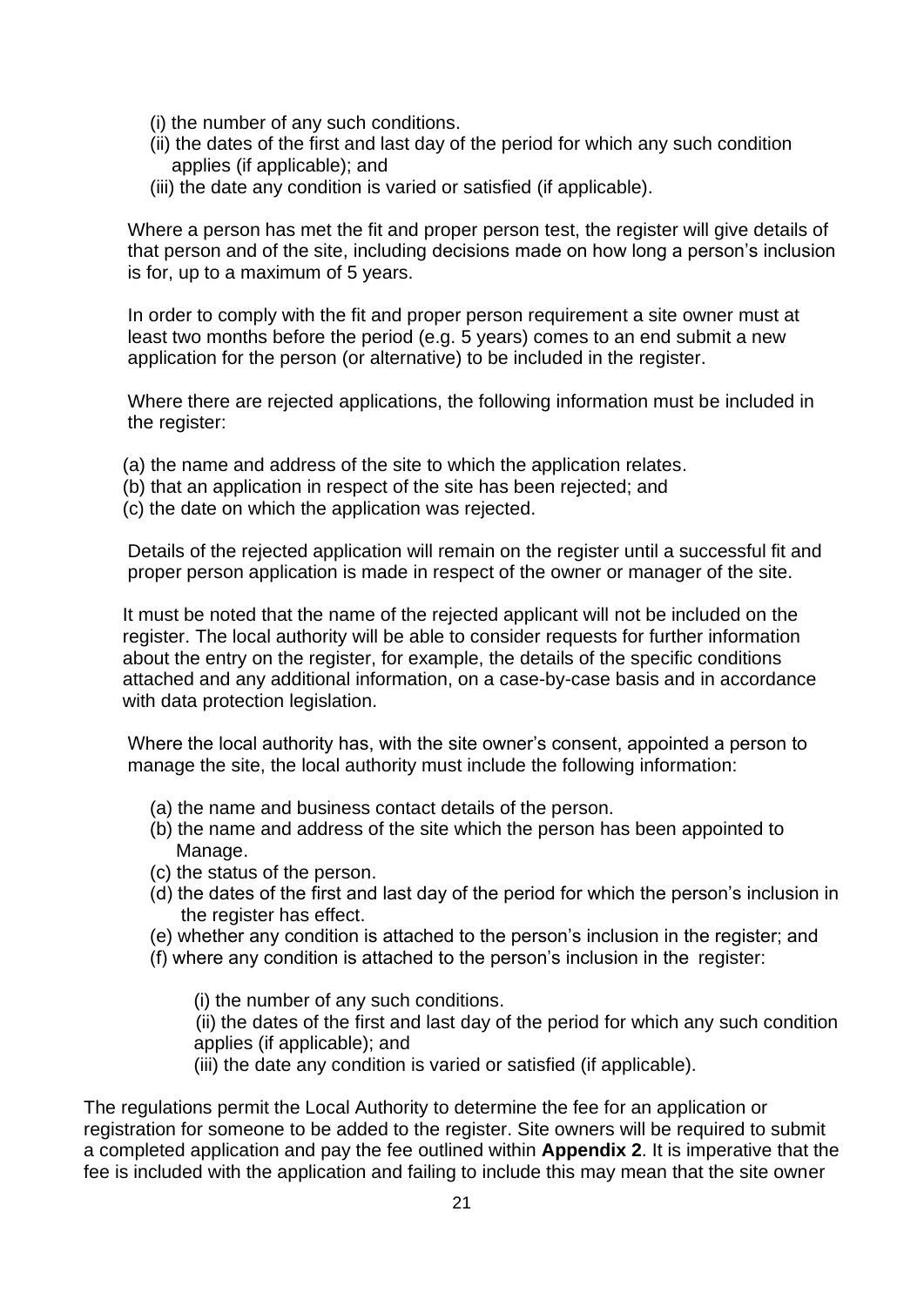(i) the number of any such conditions.
(ii) the dates of the first and last day of the period for which any such condition applies (if applicable); and
(iii) the date any condition is varied or satisfied (if applicable).

Where a person has met the fit and proper person test, the register will give details of that person and of the site, including decisions made on how long a person's inclusion is for, up to a maximum of 5 years.

In order to comply with the fit and proper person requirement a site owner must at least two months before the period (e.g. 5 years) comes to an end submit a new application for the person (or alternative) to be included in the register.

Where there are rejected applications, the following information must be included in the register:

(a) the name and address of the site to which the application relates.
(b) that an application in respect of the site has been rejected; and
(c) the date on which the application was rejected.

Details of the rejected application will remain on the register until a successful fit and proper person application is made in respect of the owner or manager of the site.

It must be noted that the name of the rejected applicant will not be included on the register. The local authority will be able to consider requests for further information about the entry on the register, for example, the details of the specific conditions attached and any additional information, on a case-by-case basis and in accordance with data protection legislation.

Where the local authority has, with the site owner's consent, appointed a person to manage the site, the local authority must include the following information:

(a) the name and business contact details of the person.
(b) the name and address of the site which the person has been appointed to Manage.
(c) the status of the person.
(d) the dates of the first and last day of the period for which the person's inclusion in the register has effect.
(e) whether any condition is attached to the person's inclusion in the register; and
(f) where any condition is attached to the person's inclusion in the register:

(i) the number of any such conditions.
(ii) the dates of the first and last day of the period for which any such condition applies (if applicable); and
(iii) the date any condition is varied or satisfied (if applicable).

The regulations permit the Local Authority to determine the fee for an application or registration for someone to be added to the register. Site owners will be required to submit a completed application and pay the fee outlined within **Appendix 2**. It is imperative that the fee is included with the application and failing to include this may mean that the site owner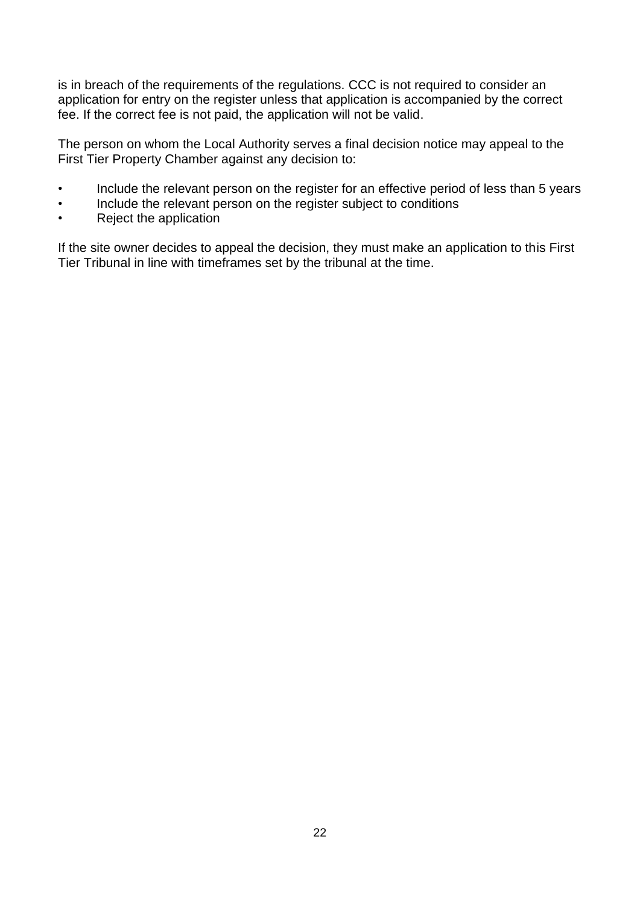is in breach of the requirements of the regulations. CCC is not required to consider an application for entry on the register unless that application is accompanied by the correct fee. If the correct fee is not paid, the application will not be valid.

The person on whom the Local Authority serves a final decision notice may appeal to the First Tier Property Chamber against any decision to:

- Include the relevant person on the register for an effective period of less than 5 years
- Include the relevant person on the register subject to conditions
- Reject the application

If the site owner decides to appeal the decision, they must make an application to this First Tier Tribunal in line with timeframes set by the tribunal at the time.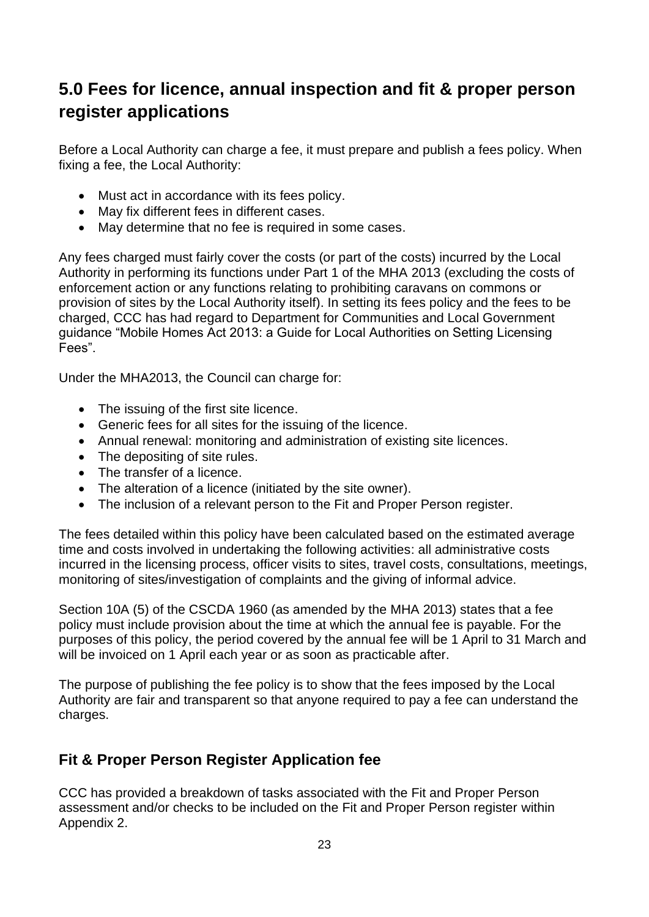## 5.0 Fees for licence, annual inspection and fit & proper person register applications

Before a Local Authority can charge a fee, it must prepare and publish a fees policy. When fixing a fee, the Local Authority:

- Must act in accordance with its fees policy.
- May fix different fees in different cases.
- May determine that no fee is required in some cases.

Any fees charged must fairly cover the costs (or part of the costs) incurred by the Local Authority in performing its functions under Part 1 of the MHA 2013 (excluding the costs of enforcement action or any functions relating to prohibiting caravans on commons or provision of sites by the Local Authority itself). In setting its fees policy and the fees to be charged, CCC has had regard to Department for Communities and Local Government guidance “Mobile Homes Act 2013: a Guide for Local Authorities on Setting Licensing Fees”.

Under the MHA2013, the Council can charge for:

- The issuing of the first site licence.
- Generic fees for all sites for the issuing of the licence.
- Annual renewal: monitoring and administration of existing site licences.
- The depositing of site rules.
- The transfer of a licence.
- The alteration of a licence (initiated by the site owner).
- The inclusion of a relevant person to the Fit and Proper Person register.

The fees detailed within this policy have been calculated based on the estimated average time and costs involved in undertaking the following activities: all administrative costs incurred in the licensing process, officer visits to sites, travel costs, consultations, meetings, monitoring of sites/investigation of complaints and the giving of informal advice.

Section 10A (5) of the CSCDA 1960 (as amended by the MHA 2013) states that a fee policy must include provision about the time at which the annual fee is payable. For the purposes of this policy, the period covered by the annual fee will be 1 April to 31 March and will be invoiced on 1 April each year or as soon as practicable after.

The purpose of publishing the fee policy is to show that the fees imposed by the Local Authority are fair and transparent so that anyone required to pay a fee can understand the charges.

### Fit & Proper Person Register Application fee

CCC has provided a breakdown of tasks associated with the Fit and Proper Person assessment and/or checks to be included on the Fit and Proper Person register within Appendix 2.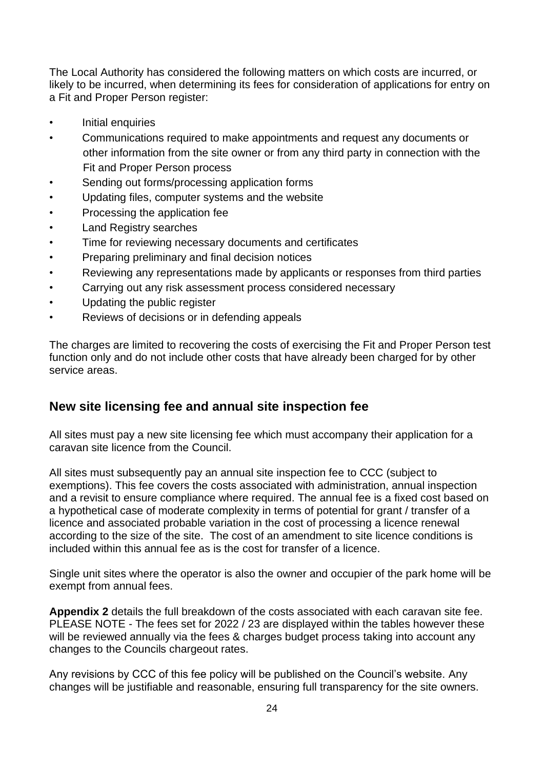The Local Authority has considered the following matters on which costs are incurred, or likely to be incurred, when determining its fees for consideration of applications for entry on a Fit and Proper Person register:

- Initial enquiries
- Communications required to make appointments and request any documents or other information from the site owner or from any third party in connection with the Fit and Proper Person process
- Sending out forms/processing application forms
- Updating files, computer systems and the website
- Processing the application fee
- Land Registry searches
- Time for reviewing necessary documents and certificates
- Preparing preliminary and final decision notices
- Reviewing any representations made by applicants or responses from third parties
- Carrying out any risk assessment process considered necessary
- Updating the public register
- Reviews of decisions or in defending appeals

The charges are limited to recovering the costs of exercising the Fit and Proper Person test function only and do not include other costs that have already been charged for by other service areas.

## New site licensing fee and annual site inspection fee

All sites must pay a new site licensing fee which must accompany their application for a caravan site licence from the Council.

All sites must subsequently pay an annual site inspection fee to CCC (subject to exemptions). This fee covers the costs associated with administration, annual inspection and a revisit to ensure compliance where required. The annual fee is a fixed cost based on a hypothetical case of moderate complexity in terms of potential for grant / transfer of a licence and associated probable variation in the cost of processing a licence renewal according to the size of the site. The cost of an amendment to site licence conditions is included within this annual fee as is the cost for transfer of a licence.

Single unit sites where the operator is also the owner and occupier of the park home will be exempt from annual fees.

**Appendix 2** details the full breakdown of the costs associated with each caravan site fee. PLEASE NOTE - The fees set for 2022 / 23 are displayed within the tables however these will be reviewed annually via the fees & charges budget process taking into account any changes to the Councils chargeout rates.

Any revisions by CCC of this fee policy will be published on the Council's website. Any changes will be justifiable and reasonable, ensuring full transparency for the site owners.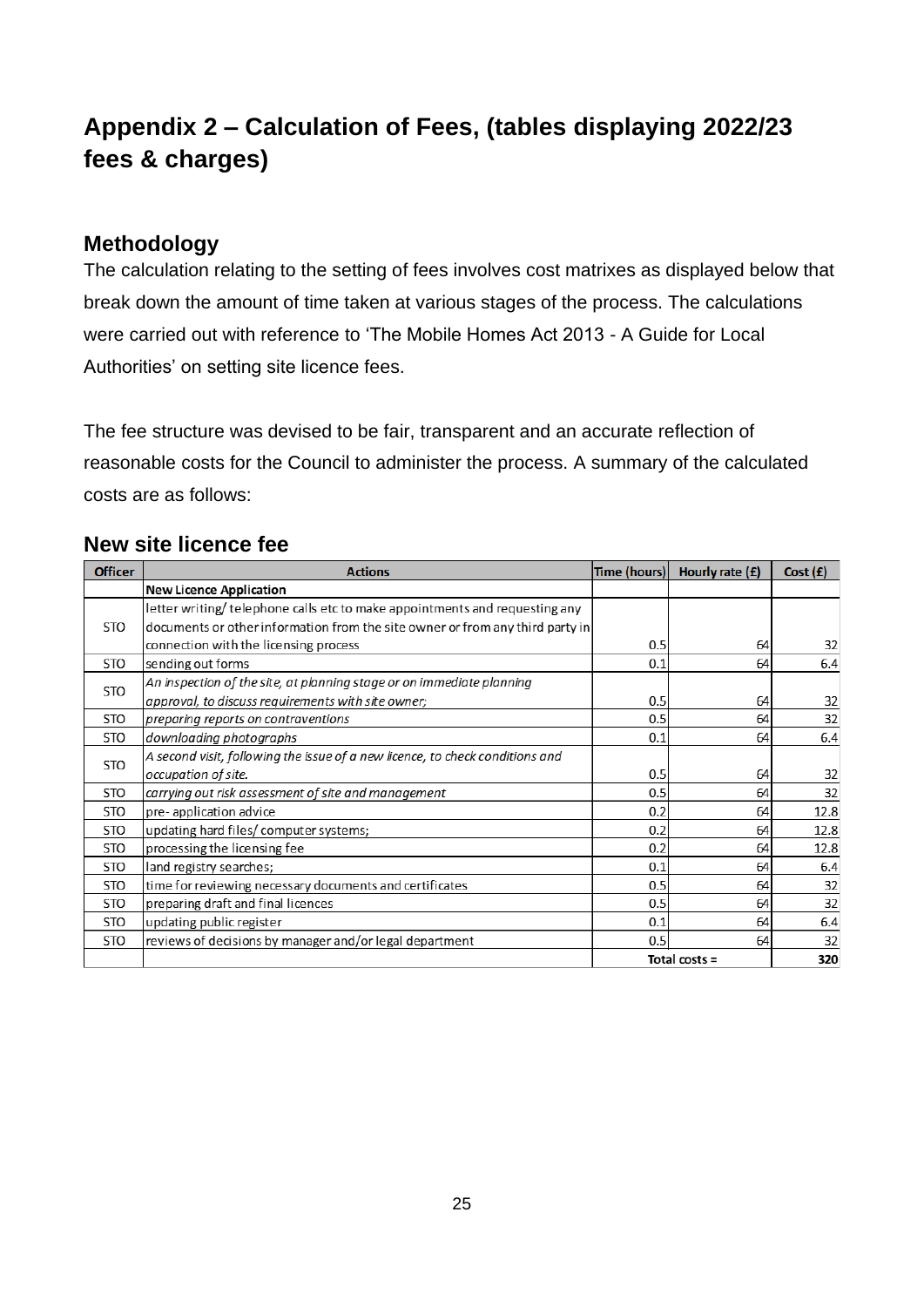# Appendix 2 – Calculation of Fees, (tables displaying 2022/23 fees & charges)

## Methodology

The calculation relating to the setting of fees involves cost matrixes as displayed below that break down the amount of time taken at various stages of the process. The calculations were carried out with reference to 'The Mobile Homes Act 2013 - A Guide for Local Authorities' on setting site licence fees.

The fee structure was devised to be fair, transparent and an accurate reflection of reasonable costs for the Council to administer the process. A summary of the calculated costs are as follows:

## New site licence fee

| Officer | Actions | Time (hours) | Hourly rate (£) | Cost (£) |
|---|---|---|---|---|
| | **New Licence Application** | | | |
| STO | letter writing/ telephone calls etc to make appointments and requesting any documents or other information from the site owner or from any third party in connection with the licensing process | 0.5 | 64 | 32 |
| STO | sending out forms | 0.1 | 64 | 6.4 |
| STO | *An inspection of the site, at planning stage or on immediate planning approval, to discuss requirements with site owner;* | 0.5 | 64 | 32 |
| STO | *preparing reports on contraventions* | 0.5 | 64 | 32 |
| STO | *downloading photographs* | 0.1 | 64 | 6.4 |
| STO | *A second visit, following the issue of a new licence, to check conditions and occupation of site.* | 0.5 | 64 | 32 |
| STO | *carrying out risk assessment of site and management* | 0.5 | 64 | 32 |
| STO | pre- application advice | 0.2 | 64 | 12.8 |
| STO | updating hard files/ computer systems; | 0.2 | 64 | 12.8 |
| STO | processing the licensing fee | 0.2 | 64 | 12.8 |
| STO | land registry searches; | 0.1 | 64 | 6.4 |
| STO | time for reviewing necessary documents and certificates | 0.5 | 64 | 32 |
| STO | preparing draft and final licences | 0.5 | 64 | 32 |
| STO | updating public register | 0.1 | 64 | 6.4 |
| STO | reviews of decisions by manager and/or legal department | 0.5 | 64 | 32 |
| | | Total costs = | | **320** |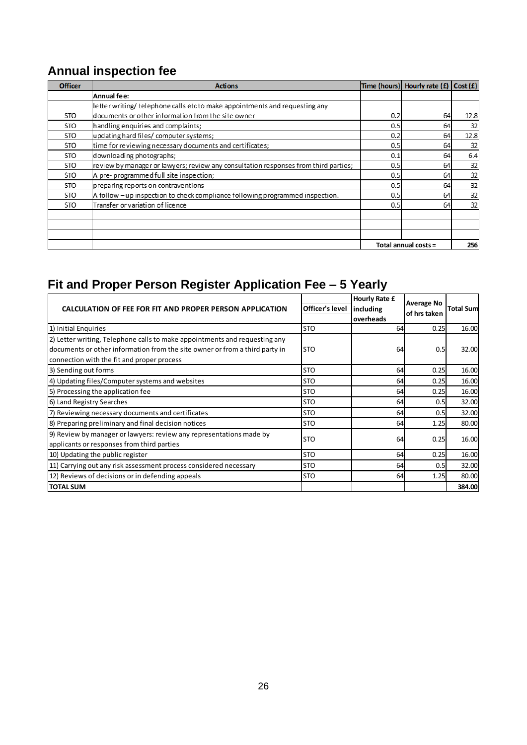## Annual inspection fee

| Officer | Actions | Time (hours) | Hourly rate (£) | Cost (£) |
|---|---|---|---|---|
| | **Annual fee:** | | | |
| STO | letter writing/ telephone calls etc to make appointments and requesting any documents or other information from the site owner | 0.2 | 64 | 12.8 |
| STO | handling enquiries and complaints; | 0.5 | 64 | 32 |
| STO | updating hard files/ computer systems; | 0.2 | 64 | 12.8 |
| STO | time for reviewing necessary documents and certificates; | 0.5 | 64 | 32 |
| STO | downloading photographs; | 0.1 | 64 | 6.4 |
| STO | review by manager or lawyers; review any consultation responses from third parties; | 0.5 | 64 | 32 |
| STO | A pre- programmed full site inspection; | 0.5 | 64 | 32 |
| STO | preparing reports on contraventions | 0.5 | 64 | 32 |
| STO | A follow – up inspection to check compliance following programmed inspection. | 0.5 | 64 | 32 |
| STO | Transfer or variation of licence | 0.5 | 64 | 32 |
| | | | | |
| | | | | |
| | | | | |
| | | Total annual costs = | | 256 |

## Fit and Proper Person Register Application Fee – 5 Yearly

| CALCULATION OF FEE FOR FIT AND PROPER PERSON APPLICATION | Officer's level | Hourly Rate £ including overheads | Average No of hrs taken | Total Sum |
|---|---|---|---|---|
| 1) Initial Enquiries | STO | 64 | 0.25 | 16.00 |
| 2) Letter writing, Telephone calls to make appointments and requesting any documents or other information from the site owner or from a third party in connection with the fit and proper process | STO | 64 | 0.5 | 32.00 |
| 3) Sending out forms | STO | 64 | 0.25 | 16.00 |
| 4) Updating files/Computer systems and websites | STO | 64 | 0.25 | 16.00 |
| 5) Processing the application fee | STO | 64 | 0.25 | 16.00 |
| 6) Land Registry Searches | STO | 64 | 0.5 | 32.00 |
| 7) Reviewing necessary documents and certificates | STO | 64 | 0.5 | 32.00 |
| 8) Preparing preliminary and final decision notices | STO | 64 | 1.25 | 80.00 |
| 9) Review by manager or lawyers: review any representations made by applicants or responses from third parties | STO | 64 | 0.25 | 16.00 |
| 10) Updating the public register | STO | 64 | 0.25 | 16.00 |
| 11) Carrying out any risk assessment process considered necessary | STO | 64 | 0.5 | 32.00 |
| 12) Reviews of decisions or in defending appeals | STO | 64 | 1.25 | 80.00 |
| **TOTAL SUM** | | | | **384.00** |